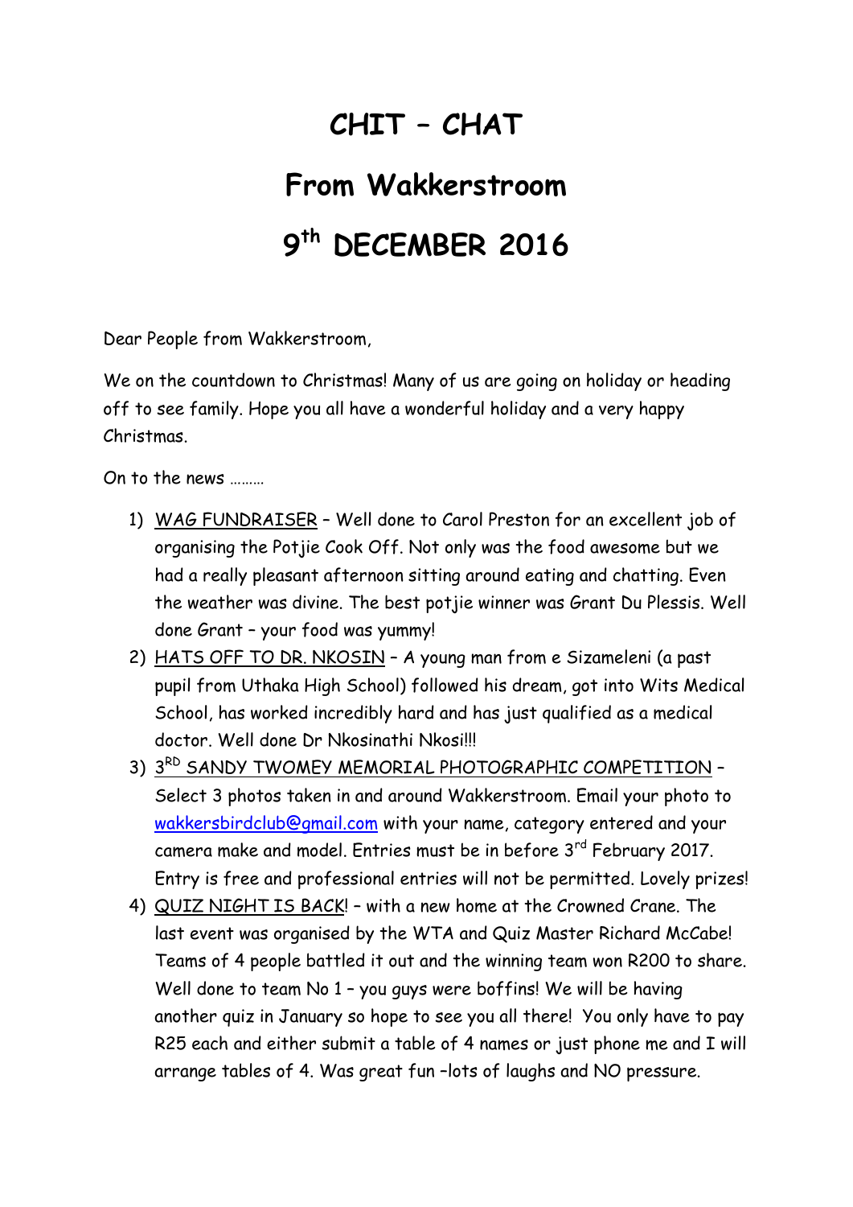# CHIT – CHAT

# From Wakkerstroom

# 9th DECEMBER 2016

Dear People from Wakkerstroom,

We on the countdown to Christmas! Many of us are going on holiday or heading off to see family. Hope you all have a wonderful holiday and a very happy Christmas.

On to the news ………

1) <u>WAG FUNDRAISER</u> – Well done to Carol Preston for an excellent job of organising the Potjie Cook Off. Not only was the food awesome but we had a really pleasant afternoon sitting around eating and chatting. Even the weather was divine. The best potjie winner was Grant Du Plessis. Well done Grant – your food was yummy!
2) <u>HATS OFF TO DR. NKOSIN</u> – A young man from e Sizameleni (a past pupil from Uthaka High School) followed his dream, got into Wits Medical School, has worked incredibly hard and has just qualified as a medical doctor. Well done Dr Nkosinathi Nkosi!!!
3) <u>3RD SANDY TWOMEY MEMORIAL PHOTOGRAPHIC COMPETITION</u> – Select 3 photos taken in and around Wakkerstroom. Email your photo to wakkersbirdclub@gmail.com with your name, category entered and your camera make and model. Entries must be in before 3rd February 2017. Entry is free and professional entries will not be permitted. Lovely prizes!
4) <u>QUIZ NIGHT IS BACK</u>! – with a new home at the Crowned Crane. The last event was organised by the WTA and Quiz Master Richard McCabe! Teams of 4 people battled it out and the winning team won R200 to share. Well done to team No 1 – you guys were boffins! We will be having another quiz in January so hope to see you all there! You only have to pay R25 each and either submit a table of 4 names or just phone me and I will arrange tables of 4. Was great fun –lots of laughs and NO pressure.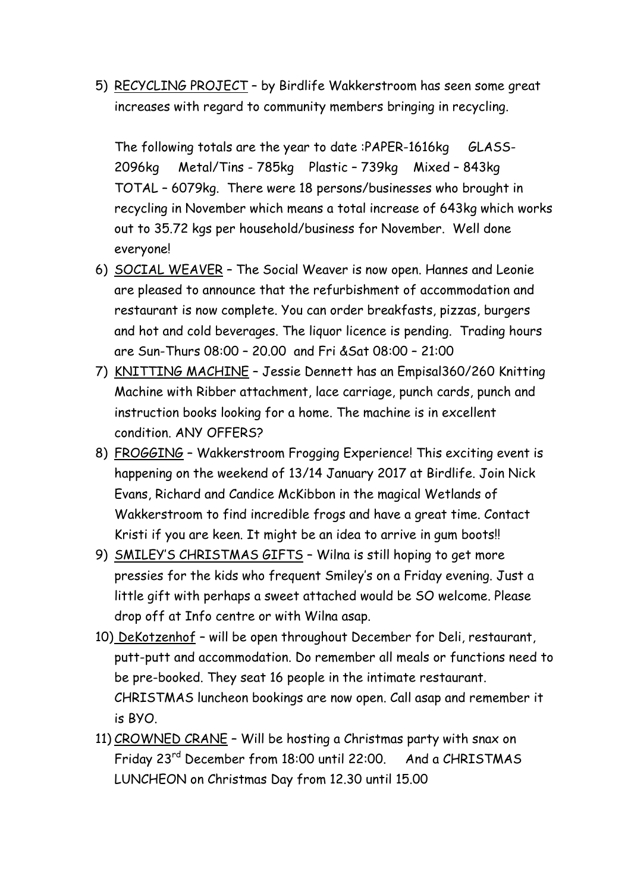5) <u>RECYCLING PROJECT</u> – by Birdlife Wakkerstroom has seen some great increases with regard to community members bringing in recycling.

   The following totals are the year to date :PAPER-1616kg GLASS-2096kg Metal/Tins - 785kg Plastic – 739kg Mixed – 843kg TOTAL – 6079kg. There were 18 persons/businesses who brought in recycling in November which means a total increase of 643kg which works out to 35.72 kgs per household/business for November. Well done everyone!

6) <u>SOCIAL WEAVER</u> – The Social Weaver is now open. Hannes and Leonie are pleased to announce that the refurbishment of accommodation and restaurant is now complete. You can order breakfasts, pizzas, burgers and hot and cold beverages. The liquor licence is pending. Trading hours are Sun-Thurs 08:00 – 20.00 and Fri &Sat 08:00 – 21:00

7) <u>KNITTING MACHINE</u> – Jessie Dennett has an Empisal360/260 Knitting Machine with Ribber attachment, lace carriage, punch cards, punch and instruction books looking for a home. The machine is in excellent condition. ANY OFFERS?

8) <u>FROGGING</u> – Wakkerstroom Frogging Experience! This exciting event is happening on the weekend of 13/14 January 2017 at Birdlife. Join Nick Evans, Richard and Candice McKibbon in the magical Wetlands of Wakkerstroom to find incredible frogs and have a great time. Contact Kristi if you are keen. It might be an idea to arrive in gum boots!!

9) <u>SMILEY'S CHRISTMAS GIFTS</u> – Wilna is still hoping to get more pressies for the kids who frequent Smiley's on a Friday evening. Just a little gift with perhaps a sweet attached would be SO welcome. Please drop off at Info centre or with Wilna asap.

10) <u>DeKotzenhof</u> – will be open throughout December for Deli, restaurant, putt-putt and accommodation. Do remember all meals or functions need to be pre-booked. They seat 16 people in the intimate restaurant. CHRISTMAS luncheon bookings are now open. Call asap and remember it is BYO.

11) <u>CROWNED CRANE</u> – Will be hosting a Christmas party with snax on Friday 23rd December from 18:00 until 22:00. And a CHRISTMAS LUNCHEON on Christmas Day from 12.30 until 15.00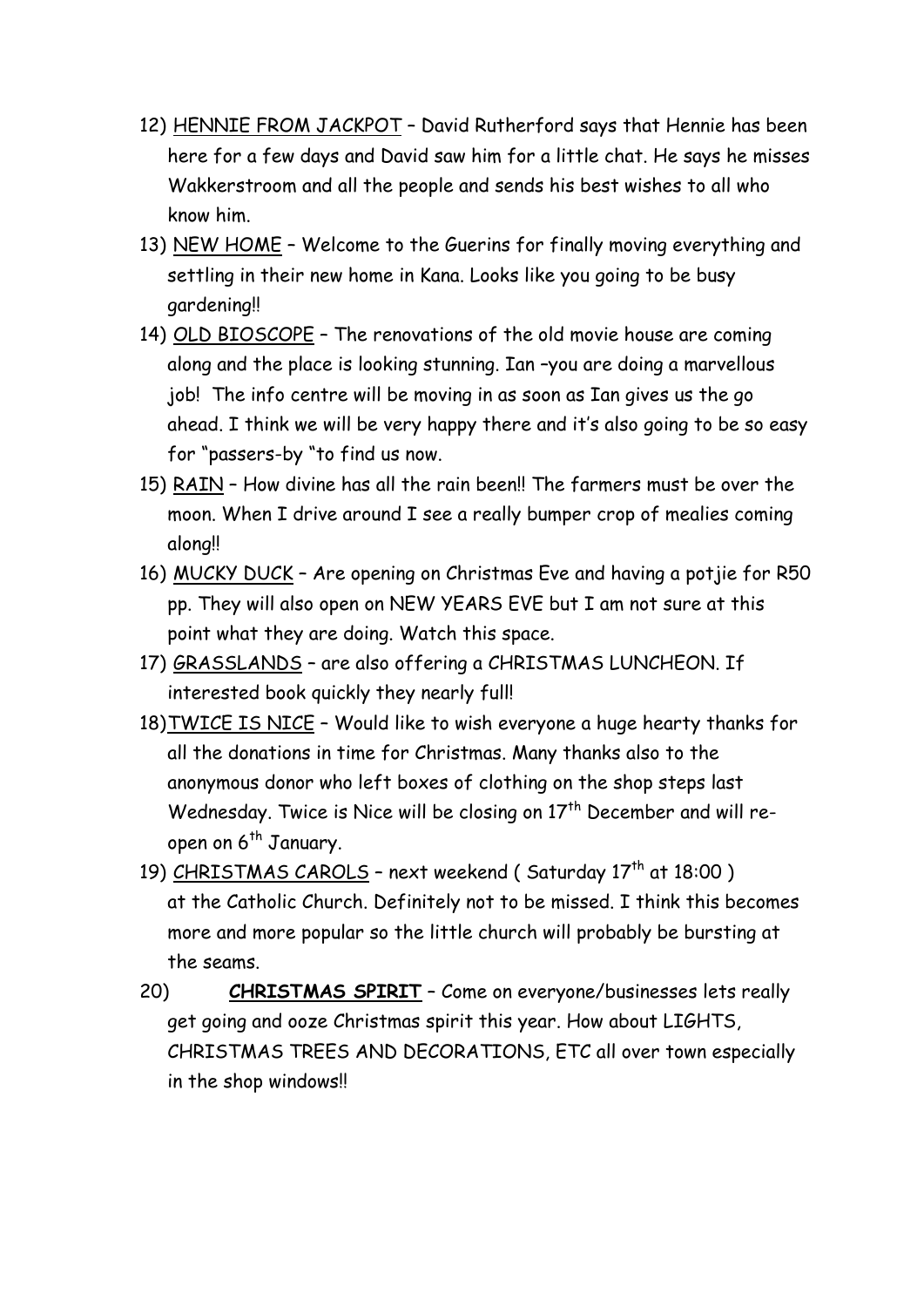12) <u>HENNIE FROM JACKPOT</u> – David Rutherford says that Hennie has been here for a few days and David saw him for a little chat. He says he misses Wakkerstroom and all the people and sends his best wishes to all who know him.

13) <u>NEW HOME</u> – Welcome to the Guerins for finally moving everything and settling in their new home in Kana. Looks like you going to be busy gardening!!

14) <u>OLD BIOSCOPE</u> – The renovations of the old movie house are coming along and the place is looking stunning. Ian –you are doing a marvellous job! The info centre will be moving in as soon as Ian gives us the go ahead. I think we will be very happy there and it's also going to be so easy for "passers-by "to find us now.

15) <u>RAIN</u> – How divine has all the rain been!! The farmers must be over the moon. When I drive around I see a really bumper crop of mealies coming along!!

16) <u>MUCKY DUCK</u> – Are opening on Christmas Eve and having a potjie for R50 pp. They will also open on NEW YEARS EVE but I am not sure at this point what they are doing. Watch this space.

17) <u>GRASSLANDS</u> – are also offering a CHRISTMAS LUNCHEON. If interested book quickly they nearly full!

18) <u>TWICE IS NICE</u> – Would like to wish everyone a huge hearty thanks for all the donations in time for Christmas. Many thanks also to the anonymous donor who left boxes of clothing on the shop steps last Wednesday. Twice is Nice will be closing on 17th December and will re-open on 6th January.

19) <u>CHRISTMAS CAROLS</u> – next weekend ( Saturday 17th at 18:00 ) at the Catholic Church. Definitely not to be missed. I think this becomes more and more popular so the little church will probably be bursting at the seams.

20) **<u>CHRISTMAS SPIRIT</u>** – Come on everyone/businesses lets really get going and ooze Christmas spirit this year. How about LIGHTS, CHRISTMAS TREES AND DECORATIONS, ETC all over town especially in the shop windows!!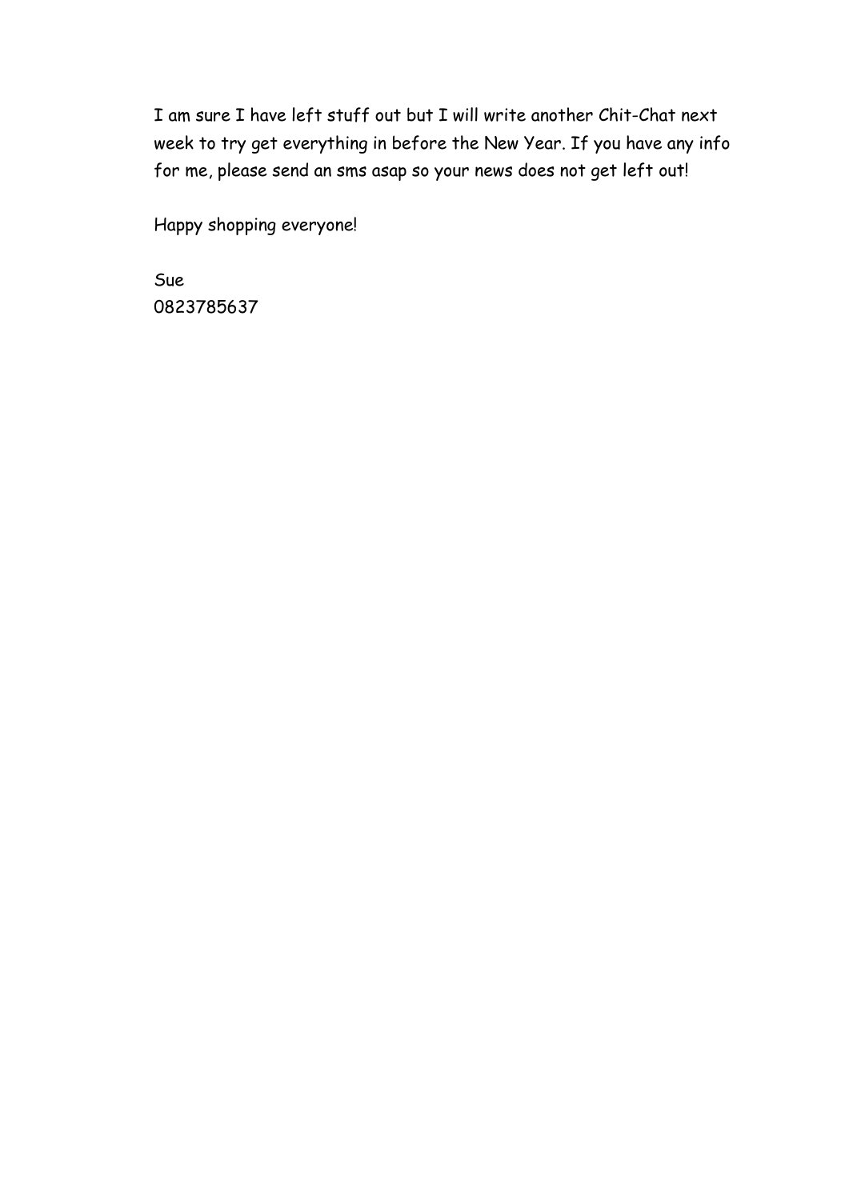I am sure I have left stuff out but I will write another Chit-Chat next week to try get everything in before the New Year. If you have any info for me, please send an sms asap so your news does not get left out!

Happy shopping everyone!

Sue
0823785637